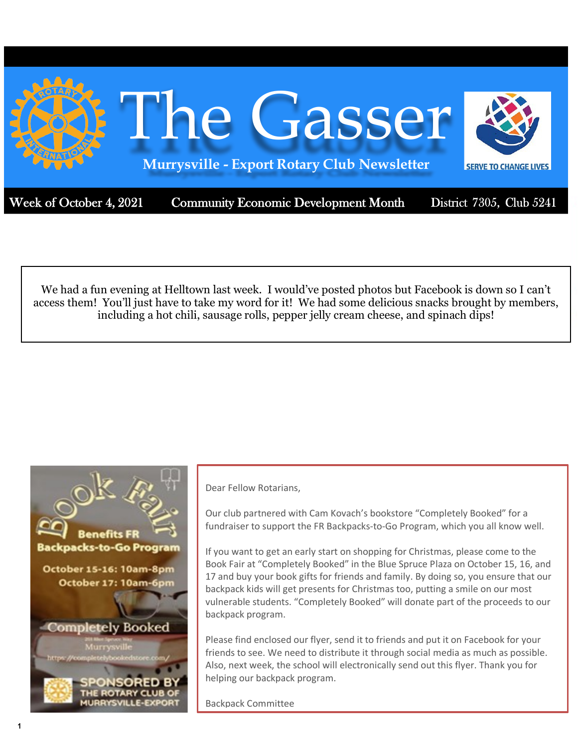# The Gasser

**Murrysville - Export Rotary Club Newsletter**

SERVE TO CHANGE LIVES

Week of October 4, 2021 | Community Economic Development Month | District 7305, Club 5241

We had a fun evening at Helltown last week. I would've posted photos but Facebook is down so I can't access them! You'll just have to take my word for it! We had some delicious snacks brought by members, including a hot chili, sausage rolls, pepper jelly cream cheese, and spinach dips!

Book Fair

Benefits FR Backpacks-to-Go Program

October 15-16: 10am-8pm
October 17: 10am-6pm

Completely Booked
201 Blue Spruce Way
Murrysville
https://completelybookedstore.com/

SPONSORED BY THE ROTARY CLUB OF MURRYSVILLE-EXPORT

Dear Fellow Rotarians,

Our club partnered with Cam Kovach's bookstore "Completely Booked" for a fundraiser to support the FR Backpacks-to-Go Program, which you all know well.

If you want to get an early start on shopping for Christmas, please come to the Book Fair at "Completely Booked" in the Blue Spruce Plaza on October 15, 16, and 17 and buy your book gifts for friends and family. By doing so, you ensure that our backpack kids will get presents for Christmas too, putting a smile on our most vulnerable students. "Completely Booked" will donate part of the proceeds to our backpack program.

Please find enclosed our flyer, send it to friends and put it on Facebook for your friends to see. We need to distribute it through social media as much as possible. Also, next week, the school will electronically send out this flyer. Thank you for helping our backpack program.

Backpack Committee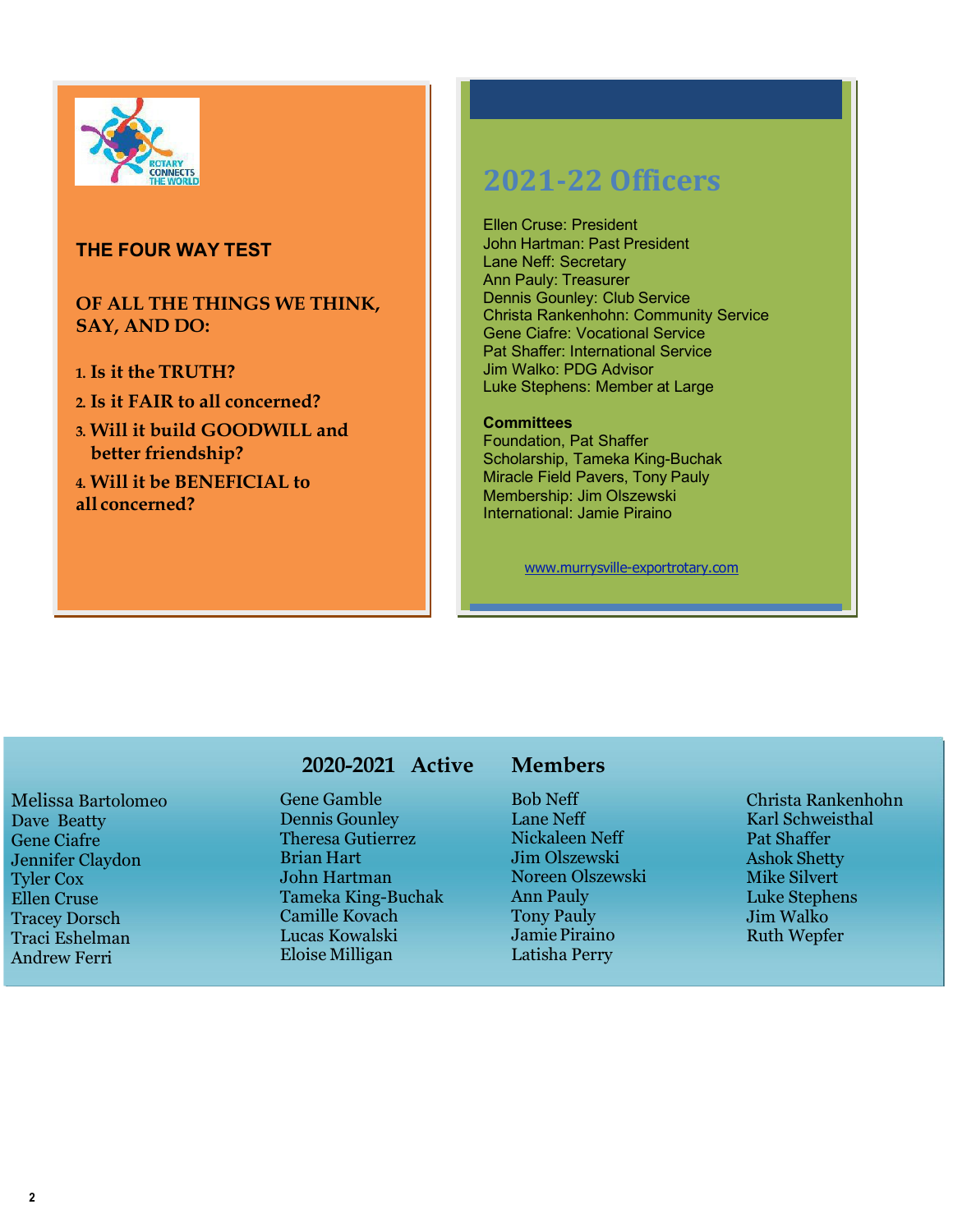ROTARY CONNECTS THE WORLD

**THE FOUR WAY TEST**

**OF ALL THE THINGS WE THINK, SAY, AND DO:**

1. **Is it the TRUTH?**
2. **Is it FAIR to all concerned?**
3. **Will it build GOODWILL and better friendship?**
4. **Will it be BENEFICIAL to all concerned?**

## 2021-22 Officers

Ellen Cruse: President
John Hartman: Past President
Lane Neff: Secretary
Ann Pauly: Treasurer
Dennis Gounley: Club Service
Christa Rankenhohn: Community Service
Gene Ciafre: Vocational Service
Pat Shaffer: International Service
Jim Walko: PDG Advisor
Luke Stephens: Member at Large

**Committees**
Foundation, Pat Shaffer
Scholarship, Tameka King-Buchak
Miracle Field Pavers, Tony Pauly
Membership: Jim Olszewski
International: Jamie Piraino

www.murrysville-exportrotary.com

## 2020-2021 Active Members

Melissa Bartolomeo
Dave Beatty
Gene Ciafre
Jennifer Claydon
Tyler Cox
Ellen Cruse
Tracey Dorsch
Traci Eshelman
Andrew Ferri
Gene Gamble
Dennis Gounley
Theresa Gutierrez
Brian Hart
John Hartman
Tameka King-Buchak
Camille Kovach
Lucas Kowalski
Eloise Milligan
Bob Neff
Lane Neff
Nickaleen Neff
Jim Olszewski
Noreen Olszewski
Ann Pauly
Tony Pauly
Jamie Piraino
Latisha Perry
Christa Rankenhohn
Karl Schweisthal
Pat Shaffer
Ashok Shetty
Mike Silvert
Luke Stephens
Jim Walko
Ruth Wepfer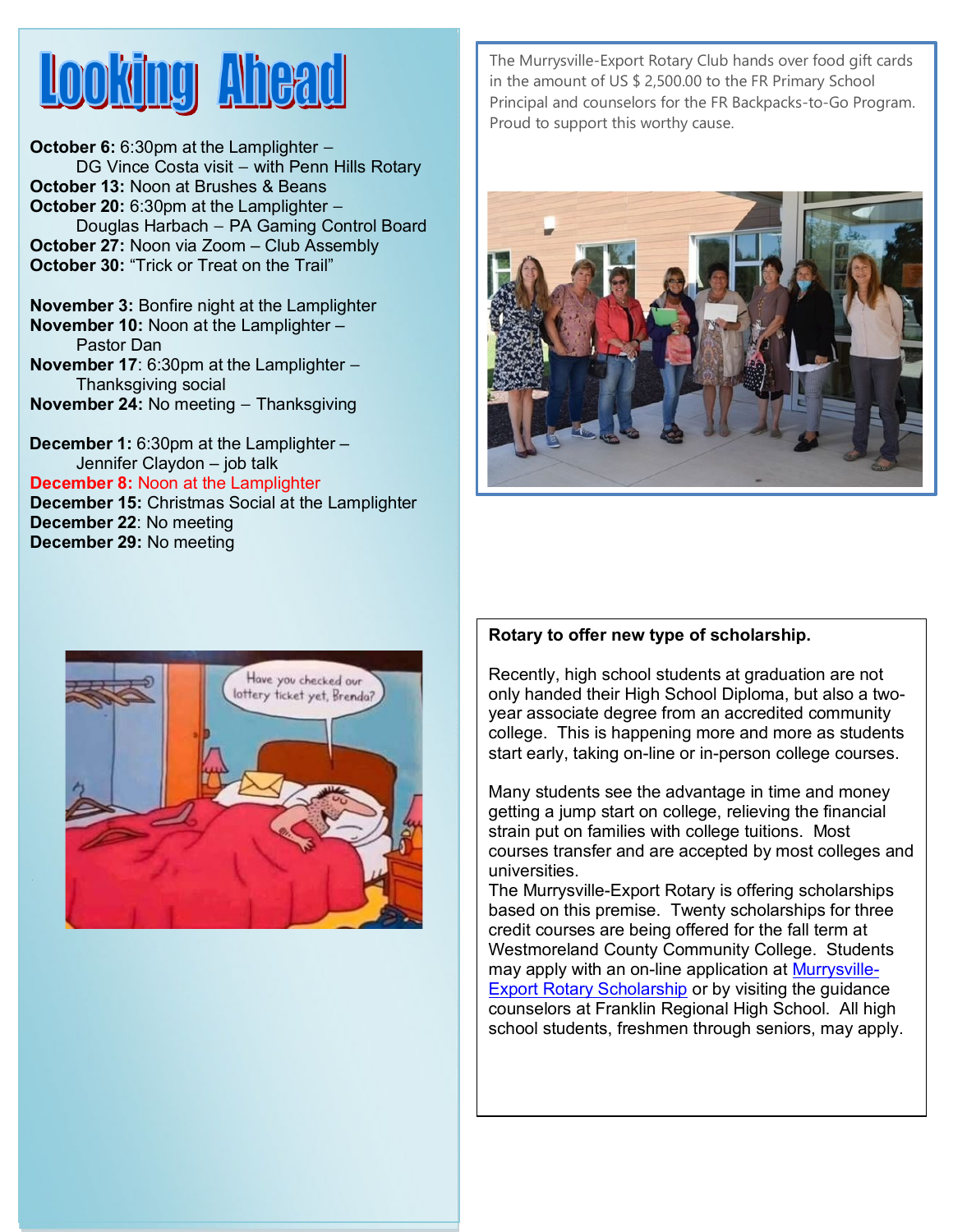# Looking Ahead

**October 6:** 6:30pm at the Lamplighter – DG Vince Costa visit – with Penn Hills Rotary
**October 13:** Noon at Brushes & Beans
**October 20:** 6:30pm at the Lamplighter – Douglas Harbach – PA Gaming Control Board
**October 27:** Noon via Zoom – Club Assembly
**October 30:** "Trick or Treat on the Trail"

**November 3:** Bonfire night at the Lamplighter
**November 10:** Noon at the Lamplighter – Pastor Dan
**November 17**: 6:30pm at the Lamplighter – Thanksgiving social
**November 24:** No meeting – Thanksgiving

**December 1:** 6:30pm at the Lamplighter – Jennifer Claydon – job talk
**December 8:** Noon at the Lamplighter
**December 15:** Christmas Social at the Lamplighter
**December 22**: No meeting
**December 29:** No meeting

The Murrysville-Export Rotary Club hands over food gift cards in the amount of US $ 2,500.00 to the FR Primary School Principal and counselors for the FR Backpacks-to-Go Program. Proud to support this worthy cause.

**Rotary to offer new type of scholarship.**

Recently, high school students at graduation are not only handed their High School Diploma, but also a two-year associate degree from an accredited community college. This is happening more and more as students start early, taking on-line or in-person college courses.

Many students see the advantage in time and money getting a jump start on college, relieving the financial strain put on families with college tuitions. Most courses transfer and are accepted by most colleges and universities.

The Murrysville-Export Rotary is offering scholarships based on this premise. Twenty scholarships for three credit courses are being offered for the fall term at Westmoreland County Community College. Students may apply with an on-line application at Murrysville-Export Rotary Scholarship or by visiting the guidance counselors at Franklin Regional High School. All high school students, freshmen through seniors, may apply.